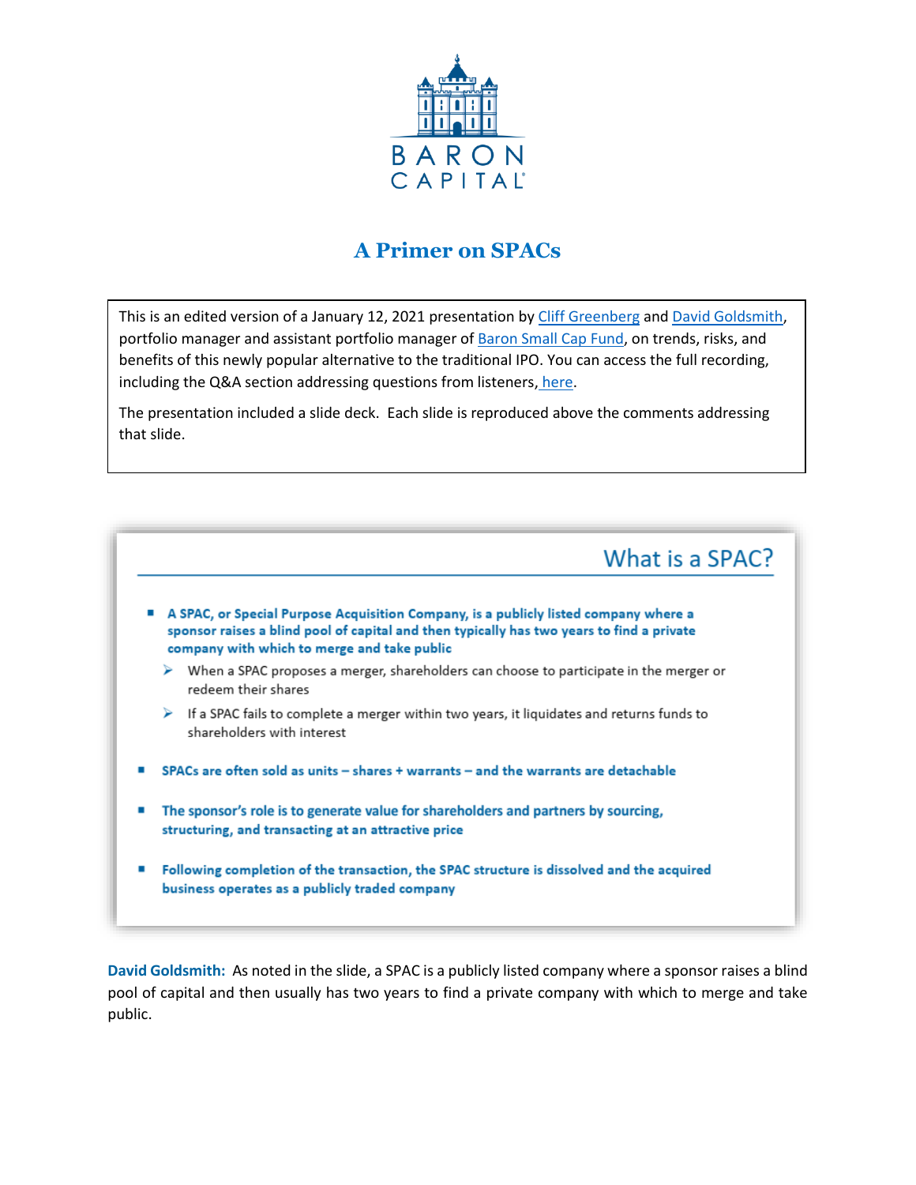BARON CAPITAL

# A Primer on SPACs

This is an edited version of a January 12, 2021 presentation by Cliff Greenberg and David Goldsmith, portfolio manager and assistant portfolio manager of Baron Small Cap Fund, on trends, risks, and benefits of this newly popular alternative to the traditional IPO. You can access the full recording, including the Q&A section addressing questions from listeners, here.

The presentation included a slide deck. Each slide is reproduced above the comments addressing that slide.

## What is a SPAC?

- **A SPAC, or Special Purpose Acquisition Company, is a publicly listed company where a sponsor raises a blind pool of capital and then typically has two years to find a private company with which to merge and take public**
  - When a SPAC proposes a merger, shareholders can choose to participate in the merger or redeem their shares
  - If a SPAC fails to complete a merger within two years, it liquidates and returns funds to shareholders with interest
- **SPACs are often sold as units – shares + warrants – and the warrants are detachable**
- **The sponsor's role is to generate value for shareholders and partners by sourcing, structuring, and transacting at an attractive price**
- **Following completion of the transaction, the SPAC structure is dissolved and the acquired business operates as a publicly traded company**

**David Goldsmith:** As noted in the slide, a SPAC is a publicly listed company where a sponsor raises a blind pool of capital and then usually has two years to find a private company with which to merge and take public.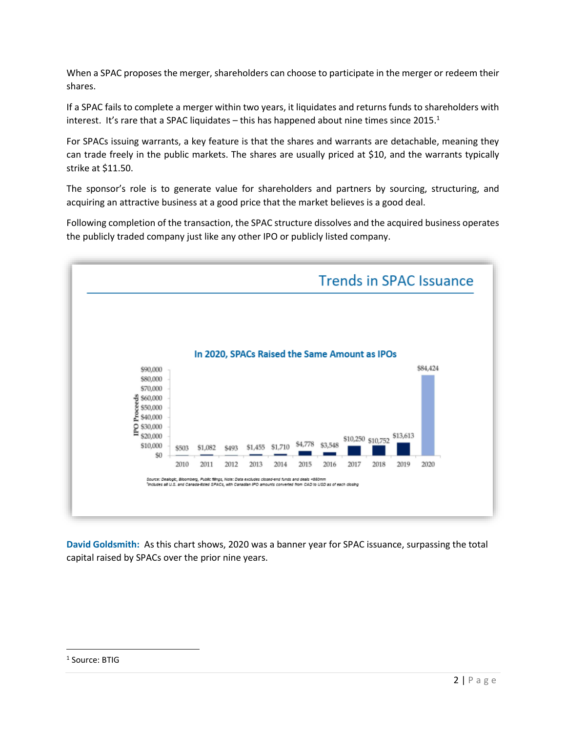When a SPAC proposes the merger, shareholders can choose to participate in the merger or redeem their shares.

If a SPAC fails to complete a merger within two years, it liquidates and returns funds to shareholders with interest. It's rare that a SPAC liquidates – this has happened about nine times since 2015.[1]

For SPACs issuing warrants, a key feature is that the shares and warrants are detachable, meaning they can trade freely in the public markets. The shares are usually priced at $10, and the warrants typically strike at $11.50.

The sponsor's role is to generate value for shareholders and partners by sourcing, structuring, and acquiring an attractive business at a good price that the market believes is a good deal.

Following completion of the transaction, the SPAC structure dissolves and the acquired business operates the publicly traded company just like any other IPO or publicly listed company.

## Trends in SPAC Issuance

**In 2020, SPACs Raised the Same Amount as IPOs**

| Year | IPO Proceeds |
|---|---|
| 2010 | $503 |
| 2011 | $1,082 |
| 2012 | $493 |
| 2013 | $1,455 |
| 2014 | $1,710 |
| 2015 | $4,778 |
| 2016 | $3,548 |
| 2017 | $10,250 |
| 2018 | $10,752 |
| 2019 | $13,613 |
| 2020 | $84,424 |

Source: Dealogic, Bloomberg, Public filings, Note: Data excludes closed-end funds and deals <$50mm
[1]Includes all U.S. and Canada-listed SPACs, with Canadian IPO amounts converted from CAD to USD as of each closing

**David Goldsmith:** As this chart shows, 2020 was a banner year for SPAC issuance, surpassing the total capital raised by SPACs over the prior nine years.

[1] Source: BTIG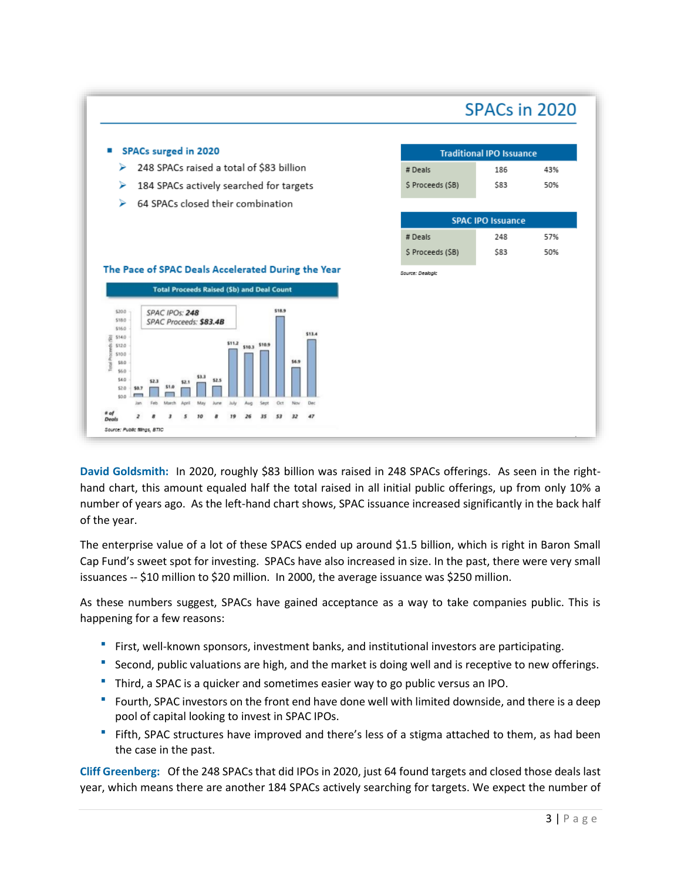## SPACs in 2020

- **SPACs surged in 2020**
  - 248 SPACs raised a total of $83 billion
  - 184 SPACs actively searched for targets
  - 64 SPACs closed their combination

| Traditional IPO Issuance | | |
|---|---|---|
| # Deals | 186 | 43% |
| $ Proceeds ($B) | $83 | 50% |

| SPAC IPO Issuance | | |
|---|---|---|
| # Deals | 248 | 57% |
| $ Proceeds ($B) | $83 | 50% |

*Source: Dealogic*

**The Pace of SPAC Deals Accelerated During the Year**

**Total Proceeds Raised ($b) and Deal Count**

*SPAC IPOs: **248***
*SPAC Proceeds: **$83.4B***

| | Jan | Feb | March | April | May | June | July | Aug | Sept | Oct | Nov | Dec |
|---|---|---|---|---|---|---|---|---|---|---|---|---|
| Total Proceeds ($b) | $0.7 | $2.3 | $1.0 | $2.1 | $3.3 | $2.5 | $11.2 | $10.3 | $10.9 | $18.9 | $6.9 | $13.4 |
| # of Deals | 2 | 8 | 3 | 5 | 10 | 8 | 19 | 26 | 35 | 53 | 32 | 47 |

*Source: Public filings, BTIC*

**David Goldsmith:** In 2020, roughly $83 billion was raised in 248 SPACs offerings. As seen in the right-hand chart, this amount equaled half the total raised in all initial public offerings, up from only 10% a number of years ago. As the left-hand chart shows, SPAC issuance increased significantly in the back half of the year.

The enterprise value of a lot of these SPACS ended up around $1.5 billion, which is right in Baron Small Cap Fund's sweet spot for investing. SPACs have also increased in size. In the past, there were very small issuances -- $10 million to $20 million. In 2000, the average issuance was $250 million.

As these numbers suggest, SPACs have gained acceptance as a way to take companies public. This is happening for a few reasons:

- First, well-known sponsors, investment banks, and institutional investors are participating.
- Second, public valuations are high, and the market is doing well and is receptive to new offerings.
- Third, a SPAC is a quicker and sometimes easier way to go public versus an IPO.
- Fourth, SPAC investors on the front end have done well with limited downside, and there is a deep pool of capital looking to invest in SPAC IPOs.
- Fifth, SPAC structures have improved and there's less of a stigma attached to them, as had been the case in the past.

**Cliff Greenberg:** Of the 248 SPACs that did IPOs in 2020, just 64 found targets and closed those deals last year, which means there are another 184 SPACs actively searching for targets. We expect the number of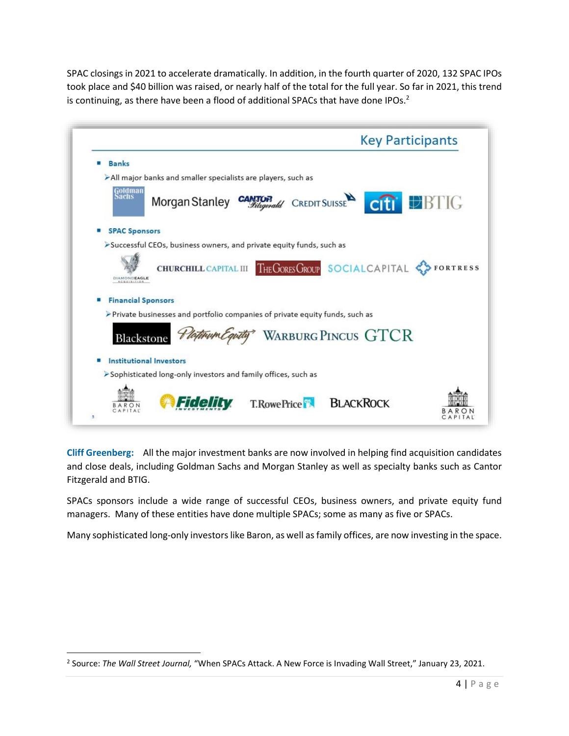SPAC closings in 2021 to accelerate dramatically. In addition, in the fourth quarter of 2020, 132 SPAC IPOs took place and $40 billion was raised, or nearly half of the total for the full year. So far in 2021, this trend is continuing, as there have been a flood of additional SPACs that have done IPOs.[2]

## Key Participants

- **Banks**
  - All major banks and smaller specialists are players, such as
  - Goldman Sachs, Morgan Stanley, Cantor Fitzgerald, Credit Suisse, Citi, BTIG
- **SPAC Sponsors**
  - Successful CEOs, business owners, and private equity funds, such as
  - Diamond Eagle Acquisition, Churchill Capital III, The Gores Group, Social Capital, Fortress
- **Financial Sponsors**
  - Private businesses and portfolio companies of private equity funds, such as
  - Blackstone, Platinum Equity, Warburg Pincus, GTCR
- **Institutional Investors**
  - Sophisticated long-only investors and family offices, such as
  - Baron Capital, Fidelity Investments, T. Rowe Price, BlackRock, Baron Capital

**Cliff Greenberg:** All the major investment banks are now involved in helping find acquisition candidates and close deals, including Goldman Sachs and Morgan Stanley as well as specialty banks such as Cantor Fitzgerald and BTIG.

SPACs sponsors include a wide range of successful CEOs, business owners, and private equity fund managers. Many of these entities have done multiple SPACs; some as many as five or SPACs.

Many sophisticated long-only investors like Baron, as well as family offices, are now investing in the space.

---

[2] Source: *The Wall Street Journal,* "When SPACs Attack. A New Force is Invading Wall Street," January 23, 2021.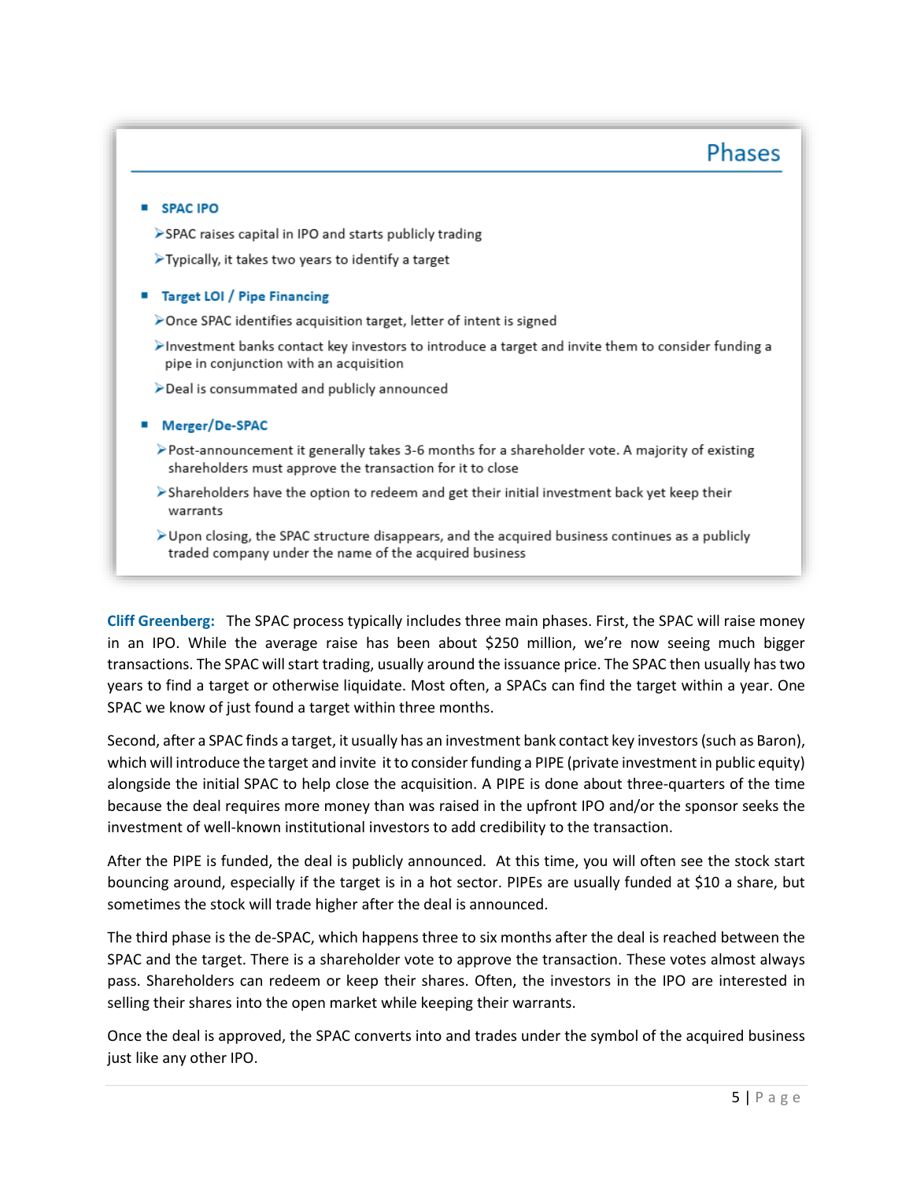## Phases

- **SPAC IPO**
  - SPAC raises capital in IPO and starts publicly trading
  - Typically, it takes two years to identify a target
- **Target LOI / Pipe Financing**
  - Once SPAC identifies acquisition target, letter of intent is signed
  - Investment banks contact key investors to introduce a target and invite them to consider funding a pipe in conjunction with an acquisition
  - Deal is consummated and publicly announced
- **Merger/De-SPAC**
  - Post-announcement it generally takes 3-6 months for a shareholder vote. A majority of existing shareholders must approve the transaction for it to close
  - Shareholders have the option to redeem and get their initial investment back yet keep their warrants
  - Upon closing, the SPAC structure disappears, and the acquired business continues as a publicly traded company under the name of the acquired business

**Cliff Greenberg:** The SPAC process typically includes three main phases. First, the SPAC will raise money in an IPO. While the average raise has been about $250 million, we're now seeing much bigger transactions. The SPAC will start trading, usually around the issuance price. The SPAC then usually has two years to find a target or otherwise liquidate. Most often, a SPACs can find the target within a year. One SPAC we know of just found a target within three months.

Second, after a SPAC finds a target, it usually has an investment bank contact key investors (such as Baron), which will introduce the target and invite it to consider funding a PIPE (private investment in public equity) alongside the initial SPAC to help close the acquisition. A PIPE is done about three-quarters of the time because the deal requires more money than was raised in the upfront IPO and/or the sponsor seeks the investment of well-known institutional investors to add credibility to the transaction.

After the PIPE is funded, the deal is publicly announced. At this time, you will often see the stock start bouncing around, especially if the target is in a hot sector. PIPEs are usually funded at $10 a share, but sometimes the stock will trade higher after the deal is announced.

The third phase is the de-SPAC, which happens three to six months after the deal is reached between the SPAC and the target. There is a shareholder vote to approve the transaction. These votes almost always pass. Shareholders can redeem or keep their shares. Often, the investors in the IPO are interested in selling their shares into the open market while keeping their warrants.

Once the deal is approved, the SPAC converts into and trades under the symbol of the acquired business just like any other IPO.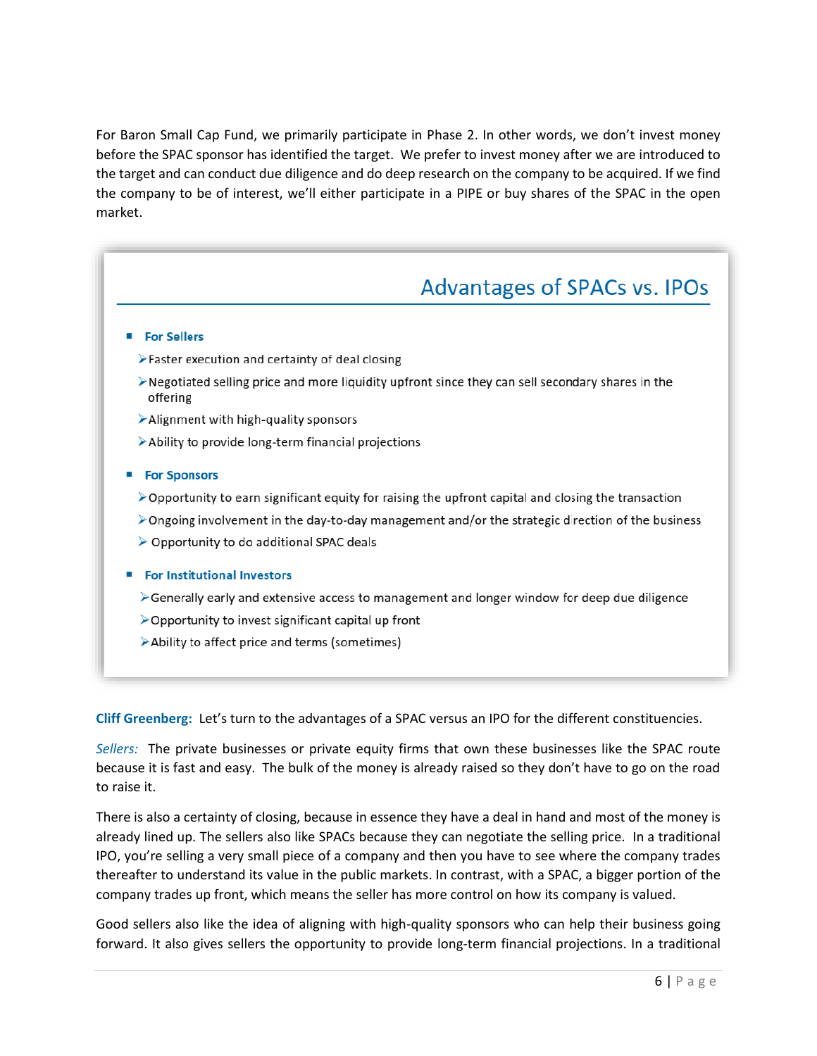For Baron Small Cap Fund, we primarily participate in Phase 2. In other words, we don't invest money before the SPAC sponsor has identified the target. We prefer to invest money after we are introduced to the target and can conduct due diligence and do deep research on the company to be acquired. If we find the company to be of interest, we'll either participate in a PIPE or buy shares of the SPAC in the open market.

## Advantages of SPACs vs. IPOs

- **For Sellers**
  - Faster execution and certainty of deal closing
  - Negotiated selling price and more liquidity upfront since they can sell secondary shares in the offering
  - Alignment with high-quality sponsors
  - Ability to provide long-term financial projections
- **For Sponsors**
  - Opportunity to earn significant equity for raising the upfront capital and closing the transaction
  - Ongoing involvement in the day-to-day management and/or the strategic direction of the business
  - Opportunity to do additional SPAC deals
- **For Institutional Investors**
  - Generally early and extensive access to management and longer window for deep due diligence
  - Opportunity to invest significant capital up front
  - Ability to affect price and terms (sometimes)

**Cliff Greenberg:** Let's turn to the advantages of a SPAC versus an IPO for the different constituencies.

*Sellers:* The private businesses or private equity firms that own these businesses like the SPAC route because it is fast and easy. The bulk of the money is already raised so they don't have to go on the road to raise it.

There is also a certainty of closing, because in essence they have a deal in hand and most of the money is already lined up. The sellers also like SPACs because they can negotiate the selling price. In a traditional IPO, you're selling a very small piece of a company and then you have to see where the company trades thereafter to understand its value in the public markets. In contrast, with a SPAC, a bigger portion of the company trades up front, which means the seller has more control on how its company is valued.

Good sellers also like the idea of aligning with high-quality sponsors who can help their business going forward. It also gives sellers the opportunity to provide long-term financial projections. In a traditional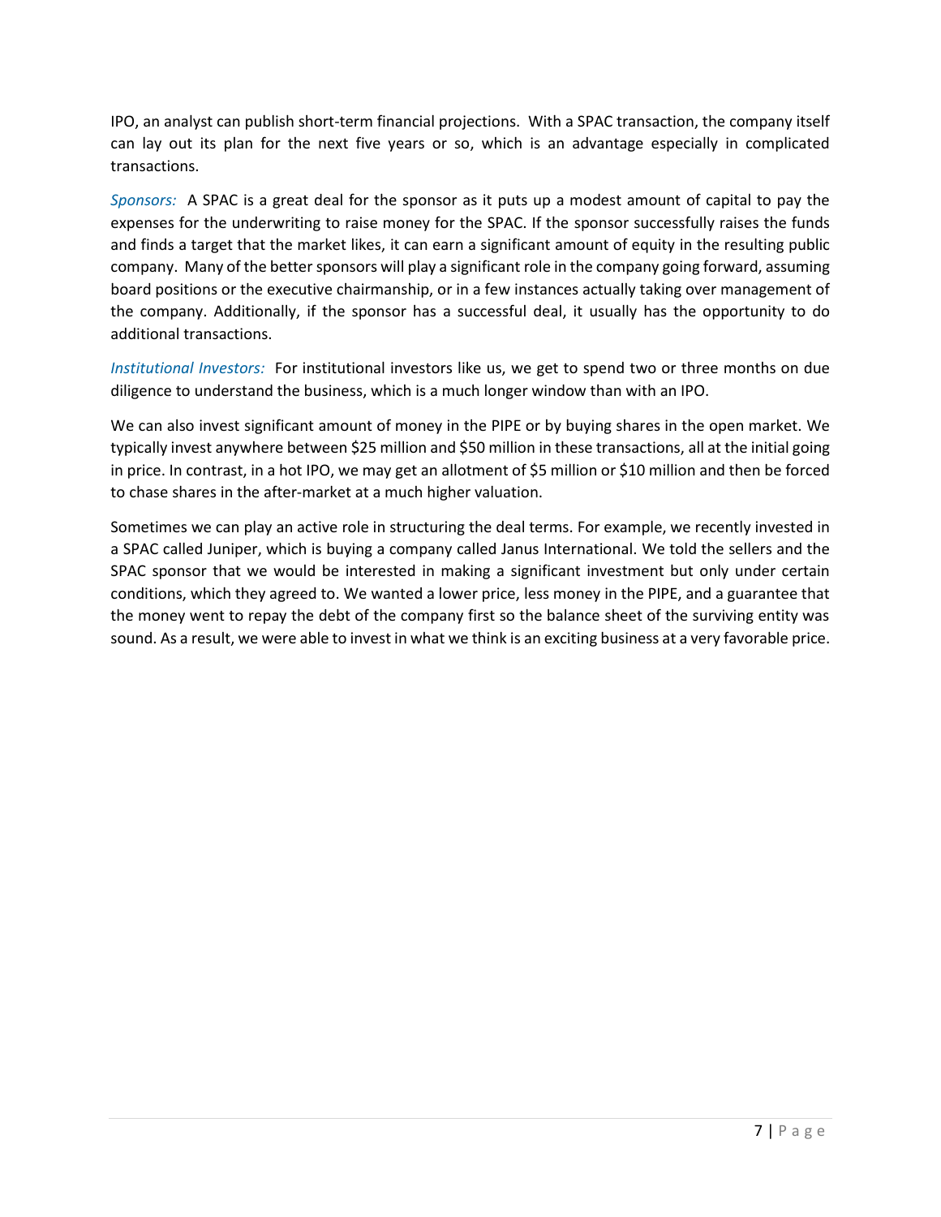IPO, an analyst can publish short-term financial projections. With a SPAC transaction, the company itself can lay out its plan for the next five years or so, which is an advantage especially in complicated transactions.

*Sponsors:* A SPAC is a great deal for the sponsor as it puts up a modest amount of capital to pay the expenses for the underwriting to raise money for the SPAC. If the sponsor successfully raises the funds and finds a target that the market likes, it can earn a significant amount of equity in the resulting public company. Many of the better sponsors will play a significant role in the company going forward, assuming board positions or the executive chairmanship, or in a few instances actually taking over management of the company. Additionally, if the sponsor has a successful deal, it usually has the opportunity to do additional transactions.

*Institutional Investors:* For institutional investors like us, we get to spend two or three months on due diligence to understand the business, which is a much longer window than with an IPO.

We can also invest significant amount of money in the PIPE or by buying shares in the open market. We typically invest anywhere between $25 million and $50 million in these transactions, all at the initial going in price. In contrast, in a hot IPO, we may get an allotment of $5 million or $10 million and then be forced to chase shares in the after-market at a much higher valuation.

Sometimes we can play an active role in structuring the deal terms. For example, we recently invested in a SPAC called Juniper, which is buying a company called Janus International. We told the sellers and the SPAC sponsor that we would be interested in making a significant investment but only under certain conditions, which they agreed to. We wanted a lower price, less money in the PIPE, and a guarantee that the money went to repay the debt of the company first so the balance sheet of the surviving entity was sound. As a result, we were able to invest in what we think is an exciting business at a very favorable price.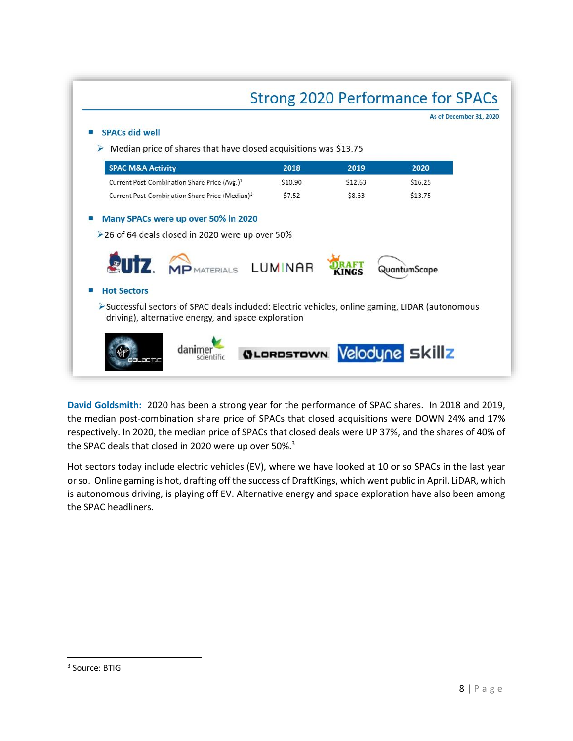## Strong 2020 Performance for SPACs

As of December 31, 2020

- **SPACs did well**
  - Median price of shares that have closed acquisitions was $13.75

| SPAC M&A Activity | 2018 | 2019 | 2020 |
|---|---|---|---|
| Current Post-Combination Share Price (Avg.)[1] | $10.90 | $12.63 | $16.25 |
| Current Post-Combination Share Price (Median)[1] | $7.52 | $8.33 | $13.75 |

- **Many SPACs were up over 50% in 2020**
  - 26 of 64 deals closed in 2020 were up over 50%

Utz. MP MATERIALS LUMINAR DRAFT KINGS QuantumScape

- **Hot Sectors**
  - Successful sectors of SPAC deals included: Electric vehicles, online gaming, LIDAR (autonomous driving), alternative energy, and space exploration

Virgin Galactic danimer scientific LORDSTOWN Velodyne skillz

**David Goldsmith:** 2020 has been a strong year for the performance of SPAC shares. In 2018 and 2019, the median post-combination share price of SPACs that closed acquisitions were DOWN 24% and 17% respectively. In 2020, the median price of SPACs that closed deals were UP 37%, and the shares of 40% of the SPAC deals that closed in 2020 were up over 50%.[3]

Hot sectors today include electric vehicles (EV), where we have looked at 10 or so SPACs in the last year or so. Online gaming is hot, drafting off the success of DraftKings, which went public in April. LiDAR, which is autonomous driving, is playing off EV. Alternative energy and space exploration have also been among the SPAC headliners.

---

[3] Source: BTIG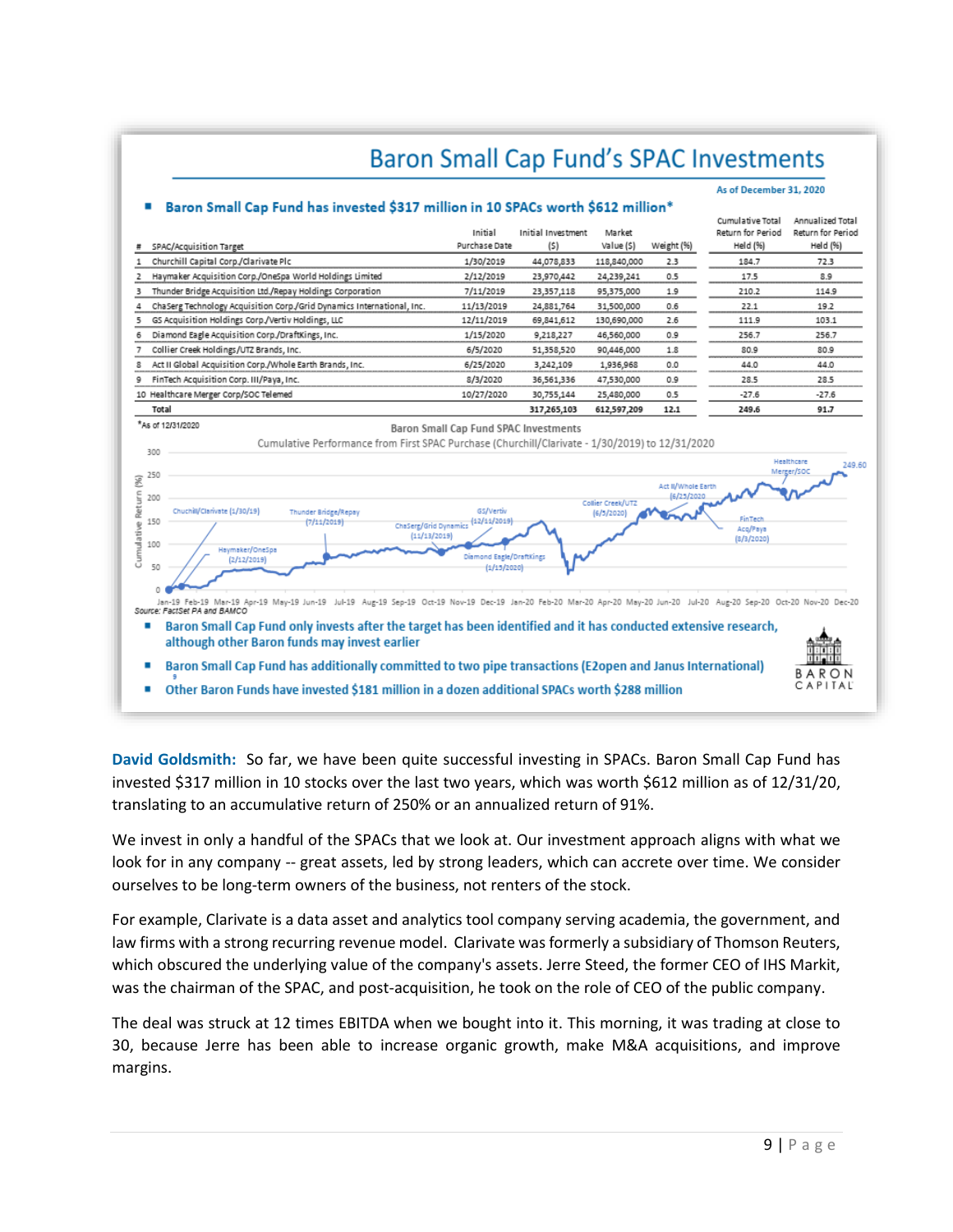# Baron Small Cap Fund's SPAC Investments

As of December 31, 2020

- **Baron Small Cap Fund has invested $317 million in 10 SPACs worth $612 million***

| # | SPAC/Acquisition Target | Initial Purchase Date | Initial Investment ($) | Market Value ($) | Weight (%) | Cumulative Total Return for Period Held (%) | Annualized Total Return for Period Held (%) |
|---|---|---|---|---|---|---|---|
| 1 | Churchill Capital Corp./Clarivate Plc | 1/30/2019 | 44,078,833 | 118,840,000 | 2.3 | 184.7 | 72.3 |
| 2 | Haymaker Acquisition Corp./OneSpa World Holdings Limited | 2/12/2019 | 23,970,442 | 24,239,241 | 0.5 | 17.5 | 8.9 |
| 3 | Thunder Bridge Acquisition Ltd./Repay Holdings Corporation | 7/11/2019 | 23,357,118 | 95,375,000 | 1.9 | 210.2 | 114.9 |
| 4 | ChaSerg Technology Acquisition Corp./Grid Dynamics International, Inc. | 11/13/2019 | 24,881,764 | 31,500,000 | 0.6 | 22.1 | 19.2 |
| 5 | GS Acquisition Holdings Corp./Vertiv Holdings, LLC | 12/11/2019 | 69,841,612 | 130,690,000 | 2.6 | 111.9 | 103.1 |
| 6 | Diamond Eagle Acquisition Corp./DraftKings, Inc. | 1/15/2020 | 9,218,227 | 46,560,000 | 0.9 | 256.7 | 256.7 |
| 7 | Collier Creek Holdings/UTZ Brands, Inc. | 6/5/2020 | 51,358,520 | 90,446,000 | 1.8 | 80.9 | 80.9 |
| 8 | Act II Global Acquisition Corp./Whole Earth Brands, Inc. | 6/25/2020 | 3,242,109 | 1,936,968 | 0.0 | 44.0 | 44.0 |
| 9 | FinTech Acquisition Corp. III/Paya, Inc. | 8/3/2020 | 36,561,336 | 47,530,000 | 0.9 | 28.5 | 28.5 |
| 10 | Healthcare Merger Corp/SOC Telemed | 10/27/2020 | 30,755,144 | 25,480,000 | 0.5 | -27.6 | -27.6 |
| | **Total** | | **317,265,103** | **612,597,209** | **12.1** | **249.6** | **91.7** |

*As of 12/31/2020

Baron Small Cap Fund SPAC Investments

Cumulative Performance from First SPAC Purchase (Churchill/Clarivate - 1/30/2019) to 12/31/2020

Source: FactSet PA and BAMCO

- **Baron Small Cap Fund only invests after the target has been identified and it has conducted extensive research, although other Baron funds may invest earlier**
- **Baron Small Cap Fund has additionally committed to two pipe transactions (E2open and Janus International)**
- **Other Baron Funds have invested $181 million in a dozen additional SPACs worth $288 million**

**David Goldsmith:** So far, we have been quite successful investing in SPACs. Baron Small Cap Fund has invested $317 million in 10 stocks over the last two years, which was worth $612 million as of 12/31/20, translating to an accumulative return of 250% or an annualized return of 91%.

We invest in only a handful of the SPACs that we look at. Our investment approach aligns with what we look for in any company -- great assets, led by strong leaders, which can accrete over time. We consider ourselves to be long-term owners of the business, not renters of the stock.

For example, Clarivate is a data asset and analytics tool company serving academia, the government, and law firms with a strong recurring revenue model. Clarivate was formerly a subsidiary of Thomson Reuters, which obscured the underlying value of the company's assets. Jerre Steed, the former CEO of IHS Markit, was the chairman of the SPAC, and post-acquisition, he took on the role of CEO of the public company.

The deal was struck at 12 times EBITDA when we bought into it. This morning, it was trading at close to 30, because Jerre has been able to increase organic growth, make M&A acquisitions, and improve margins.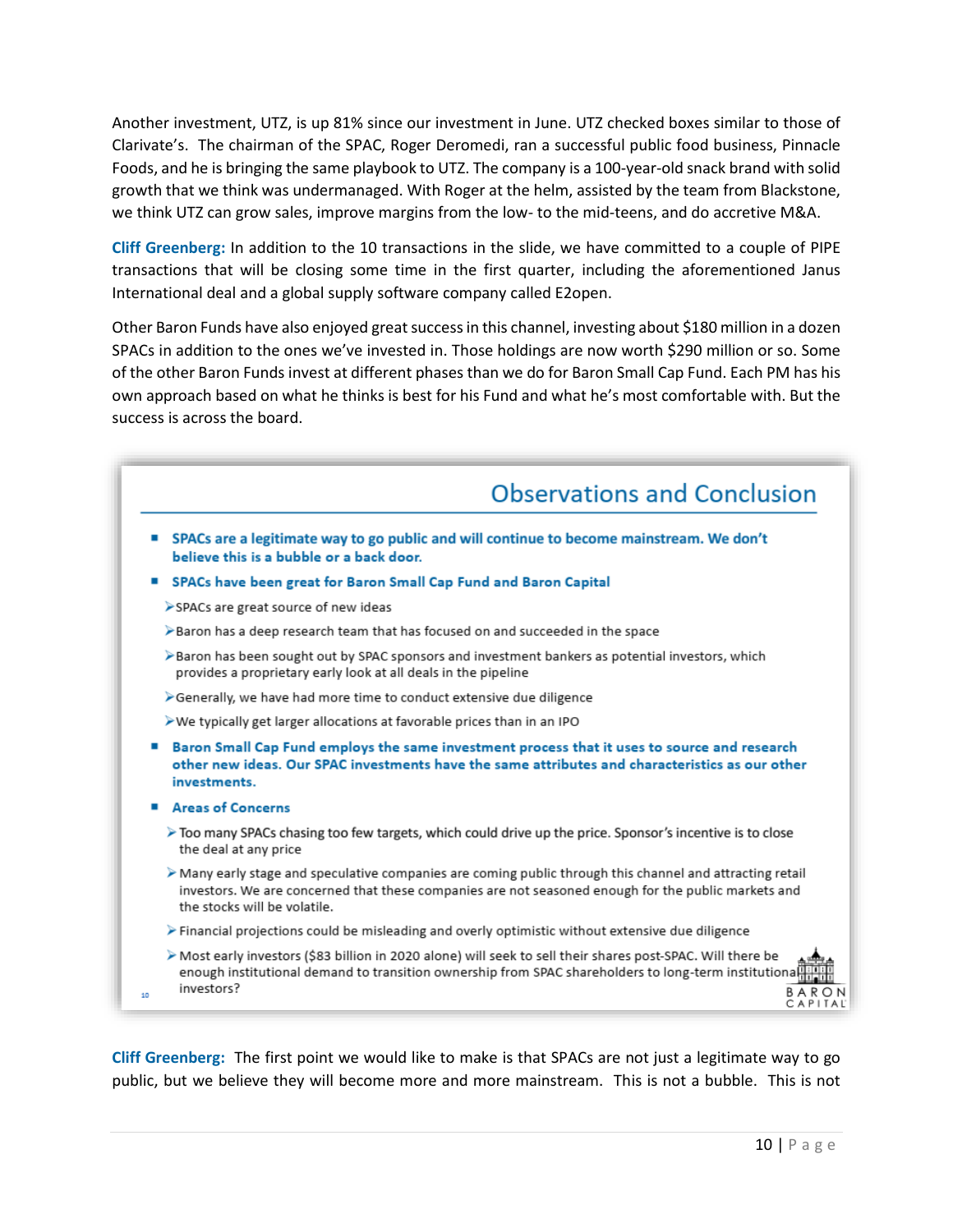Another investment, UTZ, is up 81% since our investment in June. UTZ checked boxes similar to those of Clarivate's. The chairman of the SPAC, Roger Deromedi, ran a successful public food business, Pinnacle Foods, and he is bringing the same playbook to UTZ. The company is a 100-year-old snack brand with solid growth that we think was undermanaged. With Roger at the helm, assisted by the team from Blackstone, we think UTZ can grow sales, improve margins from the low- to the mid-teens, and do accretive M&A.

**Cliff Greenberg:** In addition to the 10 transactions in the slide, we have committed to a couple of PIPE transactions that will be closing some time in the first quarter, including the aforementioned Janus International deal and a global supply software company called E2open.

Other Baron Funds have also enjoyed great success in this channel, investing about $180 million in a dozen SPACs in addition to the ones we've invested in. Those holdings are now worth $290 million or so. Some of the other Baron Funds invest at different phases than we do for Baron Small Cap Fund. Each PM has his own approach based on what he thinks is best for his Fund and what he's most comfortable with. But the success is across the board.

## Observations and Conclusion

- **SPACs are a legitimate way to go public and will continue to become mainstream. We don't believe this is a bubble or a back door.**
- **SPACs have been great for Baron Small Cap Fund and Baron Capital**
  - SPACs are great source of new ideas
  - Baron has a deep research team that has focused on and succeeded in the space
  - Baron has been sought out by SPAC sponsors and investment bankers as potential investors, which provides a proprietary early look at all deals in the pipeline
  - Generally, we have had more time to conduct extensive due diligence
  - We typically get larger allocations at favorable prices than in an IPO
- **Baron Small Cap Fund employs the same investment process that it uses to source and research other new ideas. Our SPAC investments have the same attributes and characteristics as our other investments.**
- **Areas of Concerns**
  - Too many SPACs chasing too few targets, which could drive up the price. Sponsor's incentive is to close the deal at any price
  - Many early stage and speculative companies are coming public through this channel and attracting retail investors. We are concerned that these companies are not seasoned enough for the public markets and the stocks will be volatile.
  - Financial projections could be misleading and overly optimistic without extensive due diligence
  - Most early investors ($83 billion in 2020 alone) will seek to sell their shares post-SPAC. Will there be enough institutional demand to transition ownership from SPAC shareholders to long-term institutional investors?

**Cliff Greenberg:** The first point we would like to make is that SPACs are not just a legitimate way to go public, but we believe they will become more and more mainstream. This is not a bubble. This is not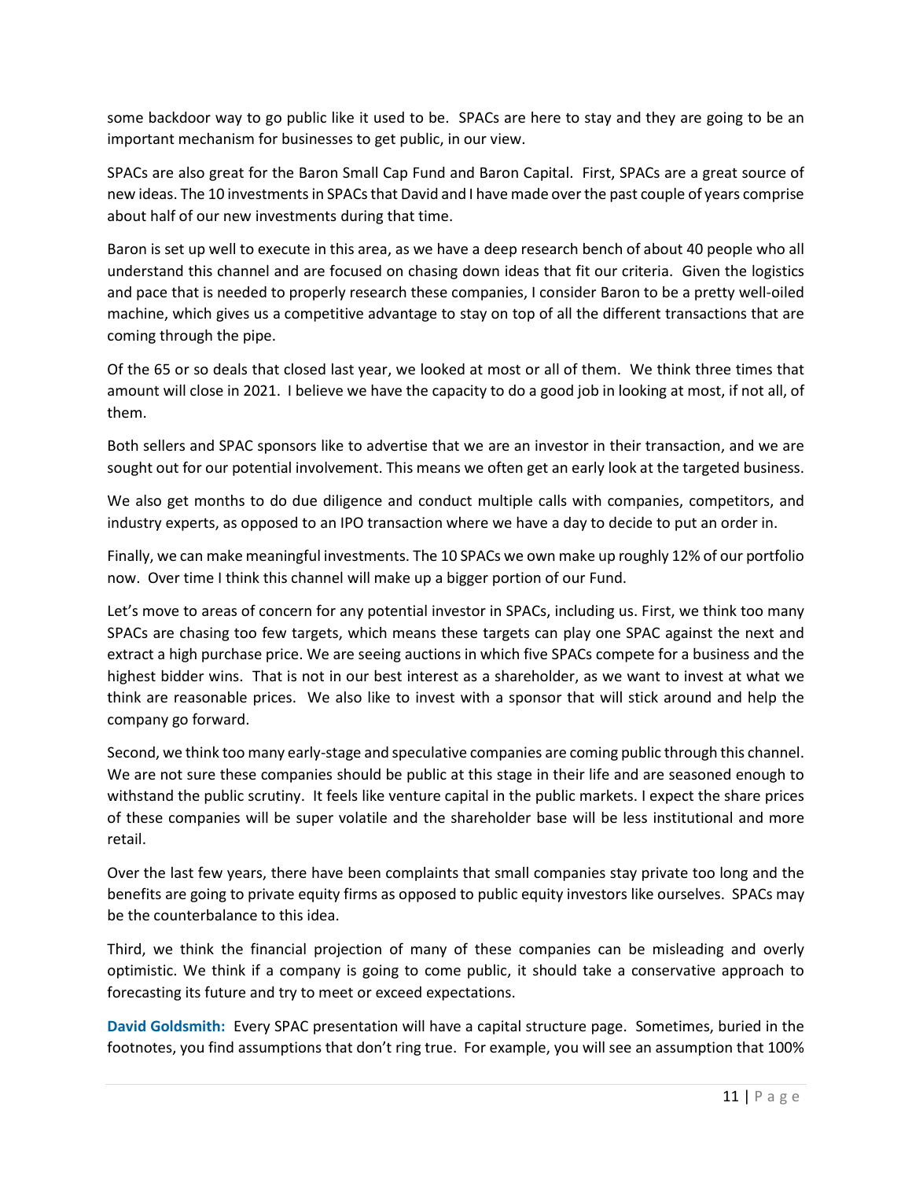some backdoor way to go public like it used to be. SPACs are here to stay and they are going to be an important mechanism for businesses to get public, in our view.

SPACs are also great for the Baron Small Cap Fund and Baron Capital. First, SPACs are a great source of new ideas. The 10 investments in SPACs that David and I have made over the past couple of years comprise about half of our new investments during that time.

Baron is set up well to execute in this area, as we have a deep research bench of about 40 people who all understand this channel and are focused on chasing down ideas that fit our criteria. Given the logistics and pace that is needed to properly research these companies, I consider Baron to be a pretty well-oiled machine, which gives us a competitive advantage to stay on top of all the different transactions that are coming through the pipe.

Of the 65 or so deals that closed last year, we looked at most or all of them. We think three times that amount will close in 2021. I believe we have the capacity to do a good job in looking at most, if not all, of them.

Both sellers and SPAC sponsors like to advertise that we are an investor in their transaction, and we are sought out for our potential involvement. This means we often get an early look at the targeted business.

We also get months to do due diligence and conduct multiple calls with companies, competitors, and industry experts, as opposed to an IPO transaction where we have a day to decide to put an order in.

Finally, we can make meaningful investments. The 10 SPACs we own make up roughly 12% of our portfolio now. Over time I think this channel will make up a bigger portion of our Fund.

Let's move to areas of concern for any potential investor in SPACs, including us. First, we think too many SPACs are chasing too few targets, which means these targets can play one SPAC against the next and extract a high purchase price. We are seeing auctions in which five SPACs compete for a business and the highest bidder wins. That is not in our best interest as a shareholder, as we want to invest at what we think are reasonable prices. We also like to invest with a sponsor that will stick around and help the company go forward.

Second, we think too many early-stage and speculative companies are coming public through this channel. We are not sure these companies should be public at this stage in their life and are seasoned enough to withstand the public scrutiny. It feels like venture capital in the public markets. I expect the share prices of these companies will be super volatile and the shareholder base will be less institutional and more retail.

Over the last few years, there have been complaints that small companies stay private too long and the benefits are going to private equity firms as opposed to public equity investors like ourselves. SPACs may be the counterbalance to this idea.

Third, we think the financial projection of many of these companies can be misleading and overly optimistic. We think if a company is going to come public, it should take a conservative approach to forecasting its future and try to meet or exceed expectations.

**David Goldsmith:** Every SPAC presentation will have a capital structure page. Sometimes, buried in the footnotes, you find assumptions that don't ring true. For example, you will see an assumption that 100%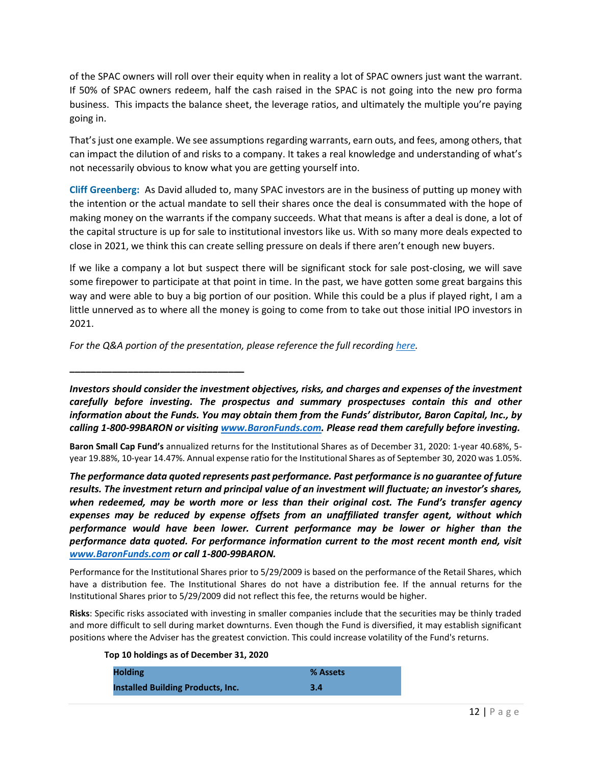of the SPAC owners will roll over their equity when in reality a lot of SPAC owners just want the warrant. If 50% of SPAC owners redeem, half the cash raised in the SPAC is not going into the new pro forma business. This impacts the balance sheet, the leverage ratios, and ultimately the multiple you're paying going in.

That's just one example. We see assumptions regarding warrants, earn outs, and fees, among others, that can impact the dilution of and risks to a company. It takes a real knowledge and understanding of what's not necessarily obvious to know what you are getting yourself into.

**Cliff Greenberg:** As David alluded to, many SPAC investors are in the business of putting up money with the intention or the actual mandate to sell their shares once the deal is consummated with the hope of making money on the warrants if the company succeeds. What that means is after a deal is done, a lot of the capital structure is up for sale to institutional investors like us. With so many more deals expected to close in 2021, we think this can create selling pressure on deals if there aren't enough new buyers.

If we like a company a lot but suspect there will be significant stock for sale post-closing, we will save some firepower to participate at that point in time. In the past, we have gotten some great bargains this way and were able to buy a big portion of our position. While this could be a plus if played right, I am a little unnerved as to where all the money is going to come from to take out those initial IPO investors in 2021.

*For the Q&A portion of the presentation, please reference the full recording [here](here).*

---

***Investors should consider the investment objectives, risks, and charges and expenses of the investment carefully before investing. The prospectus and summary prospectuses contain this and other information about the Funds. You may obtain them from the Funds' distributor, Baron Capital, Inc., by calling 1-800-99BARON or visiting [www.BaronFunds.com](www.BaronFunds.com). Please read them carefully before investing.***

**Baron Small Cap Fund's** annualized returns for the Institutional Shares as of December 31, 2020: 1-year 40.68%, 5-year 19.88%, 10-year 14.47%. Annual expense ratio for the Institutional Shares as of September 30, 2020 was 1.05%.

***The performance data quoted represents past performance. Past performance is no guarantee of future results. The investment return and principal value of an investment will fluctuate; an investor's shares, when redeemed, may be worth more or less than their original cost. The Fund's transfer agency expenses may be reduced by expense offsets from an unaffiliated transfer agent, without which performance would have been lower. Current performance may be lower or higher than the performance data quoted. For performance information current to the most recent month end, visit [www.BaronFunds.com](www.BaronFunds.com) or call 1-800-99BARON.***

Performance for the Institutional Shares prior to 5/29/2009 is based on the performance of the Retail Shares, which have a distribution fee. The Institutional Shares do not have a distribution fee. If the annual returns for the Institutional Shares prior to 5/29/2009 did not reflect this fee, the returns would be higher.

**Risks**: Specific risks associated with investing in smaller companies include that the securities may be thinly traded and more difficult to sell during market downturns. Even though the Fund is diversified, it may establish significant positions where the Adviser has the greatest conviction. This could increase volatility of the Fund's returns.

**Top 10 holdings as of December 31, 2020**

| Holding | % Assets |
|---|---|
| **Installed Building Products, Inc.** | **3.4** |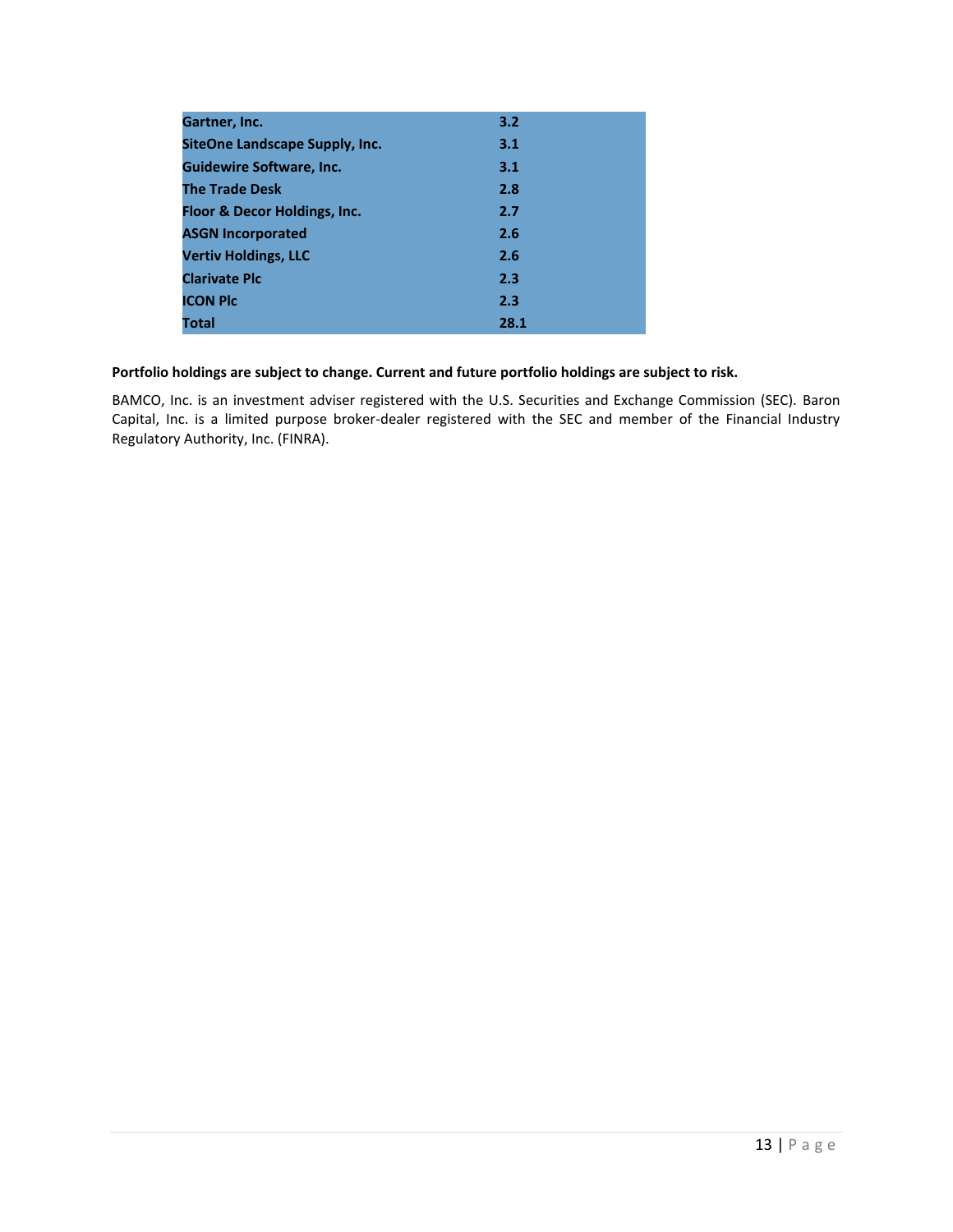| | |
|---|---|
| **Gartner, Inc.** | **3.2** |
| **SiteOne Landscape Supply, Inc.** | **3.1** |
| **Guidewire Software, Inc.** | **3.1** |
| **The Trade Desk** | **2.8** |
| **Floor & Decor Holdings, Inc.** | **2.7** |
| **ASGN Incorporated** | **2.6** |
| **Vertiv Holdings, LLC** | **2.6** |
| **Clarivate Plc** | **2.3** |
| **ICON Plc** | **2.3** |
| **Total** | **28.1** |

**Portfolio holdings are subject to change. Current and future portfolio holdings are subject to risk.**

BAMCO, Inc. is an investment adviser registered with the U.S. Securities and Exchange Commission (SEC). Baron Capital, Inc. is a limited purpose broker-dealer registered with the SEC and member of the Financial Industry Regulatory Authority, Inc. (FINRA).